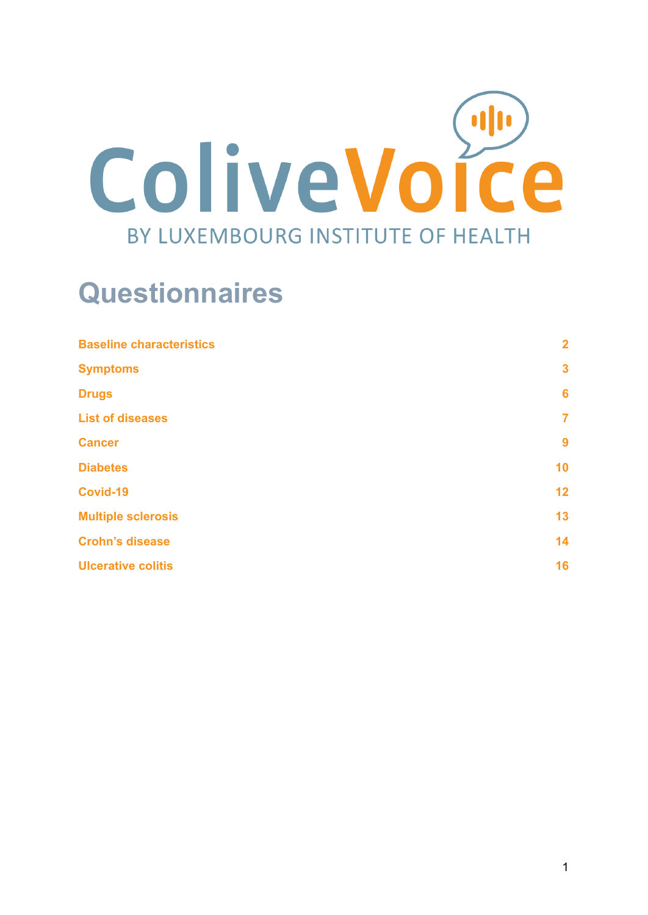ColiveVoice

BY LUXEMBOURG INSTITUTE OF HEALTH

# Questionnaires

| | |
|---|---|
| Baseline characteristics | 2 |
| Symptoms | 3 |
| Drugs | 6 |
| List of diseases | 7 |
| Cancer | 9 |
| Diabetes | 10 |
| Covid-19 | 12 |
| Multiple sclerosis | 13 |
| Crohn’s disease | 14 |
| Ulcerative colitis | 16 |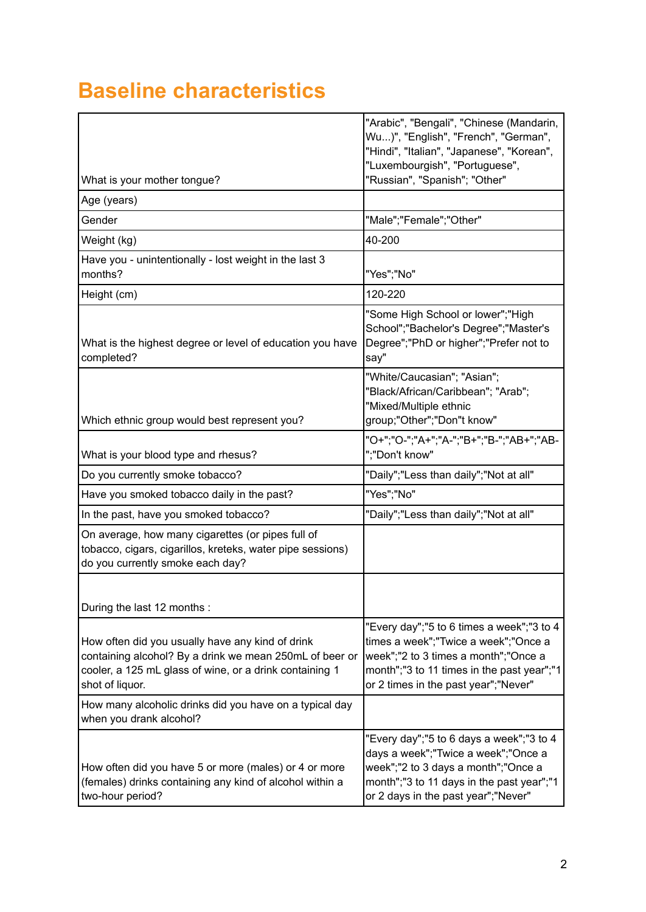# Baseline characteristics

| | |
|---|---|
| What is your mother tongue? | "Arabic", "Bengali", "Chinese (Mandarin, Wu...)", "English", "French", "German", "Hindi", "Italian", "Japanese", "Korean", "Luxembourgish", "Portuguese", "Russian", "Spanish"; "Other" |
| Age (years) | |
| Gender | "Male";"Female";"Other" |
| Weight (kg) | 40-200 |
| Have you - unintentionally - lost weight in the last 3 months? | "Yes";"No" |
| Height (cm) | 120-220 |
| What is the highest degree or level of education you have completed? | "Some High School or lower";"High School";"Bachelor's Degree";"Master's Degree";"PhD or higher";"Prefer not to say" |
| Which ethnic group would best represent you? | "White/Caucasian"; "Asian"; "Black/African/Caribbean"; "Arab"; "Mixed/Multiple ethnic group;"Other";"Don"t know" |
| What is your blood type and rhesus? | "O+";"O-";"A+";"A-";"B+";"B-";"AB+";"AB-";"Don't know" |
| Do you currently smoke tobacco? | "Daily";"Less than daily";"Not at all" |
| Have you smoked tobacco daily in the past? | "Yes";"No" |
| In the past, have you smoked tobacco? | "Daily";"Less than daily";"Not at all" |
| On average, how many cigarettes (or pipes full of tobacco, cigars, cigarillos, kreteks, water pipe sessions) do you currently smoke each day? | |
| During the last 12 months : | |
| How often did you usually have any kind of drink containing alcohol? By a drink we mean 250mL of beer or cooler, a 125 mL glass of wine, or a drink containing 1 shot of liquor. | "Every day";"5 to 6 times a week";"3 to 4 times a week";"Twice a week";"Once a week";"2 to 3 times a month";"Once a month";"3 to 11 times in the past year";"1 or 2 times in the past year";"Never" |
| How many alcoholic drinks did you have on a typical day when you drank alcohol? | |
| How often did you have 5 or more (males) or 4 or more (females) drinks containing any kind of alcohol within a two-hour period? | "Every day";"5 to 6 days a week";"3 to 4 days a week";"Twice a week";"Once a week";"2 to 3 days a month";"Once a month";"3 to 11 days in the past year";"1 or 2 days in the past year";"Never" |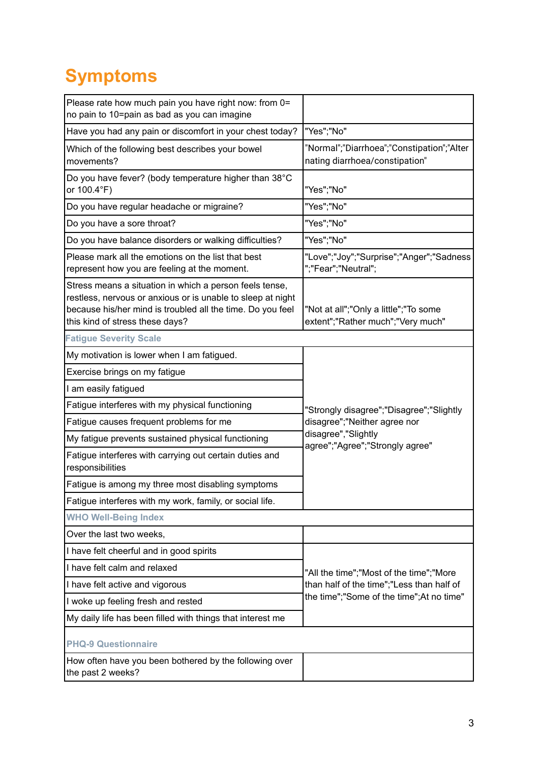# Symptoms

| Please rate how much pain you have right now: from 0= no pain to 10=pain as bad as you can imagine | |
|---|---|
| Have you had any pain or discomfort in your chest today? | "Yes";"No" |
| Which of the following best describes your bowel movements? | "Normal";"Diarrhoea";"Constipation";"Alternating diarrhoea/constipation" |
| Do you have fever? (body temperature higher than 38°C or 100.4°F) | "Yes";"No" |
| Do you have regular headache or migraine? | "Yes";"No" |
| Do you have a sore throat? | "Yes";"No" |
| Do you have balance disorders or walking difficulties? | "Yes";"No" |
| Please mark all the emotions on the list that best represent how you are feeling at the moment. | "Love";"Joy";"Surprise";"Anger";"Sadness";"Fear";"Neutral"; |
| Stress means a situation in which a person feels tense, restless, nervous or anxious or is unable to sleep at night because his/her mind is troubled all the time. Do you feel this kind of stress these days? | "Not at all";"Only a little";"To some extent";"Rather much";"Very much" |
| **Fatigue Severity Scale** | |
| My motivation is lower when I am fatigued. | "Strongly disagree";"Disagree";"Slightly disagree";"Neither agree nor disagree","Slightly agree";"Agree";"Strongly agree" |
| Exercise brings on my fatigue | |
| I am easily fatigued | |
| Fatigue interferes with my physical functioning | |
| Fatigue causes frequent problems for me | |
| My fatigue prevents sustained physical functioning | |
| Fatigue interferes with carrying out certain duties and responsibilities | |
| Fatigue is among my three most disabling symptoms | |
| Fatigue interferes with my work, family, or social life. | |
| **WHO Well-Being Index** | |
| Over the last two weeks, | |
| I have felt cheerful and in good spirits | "All the time";"Most of the time";"More than half of the time";"Less than half of the time";"Some of the time";At no time" |
| I have felt calm and relaxed | |
| I have felt active and vigorous | |
| I woke up feeling fresh and rested | |
| My daily life has been filled with things that interest me | |
| **PHQ-9 Questionnaire** | |
| How often have you been bothered by the following over the past 2 weeks? | |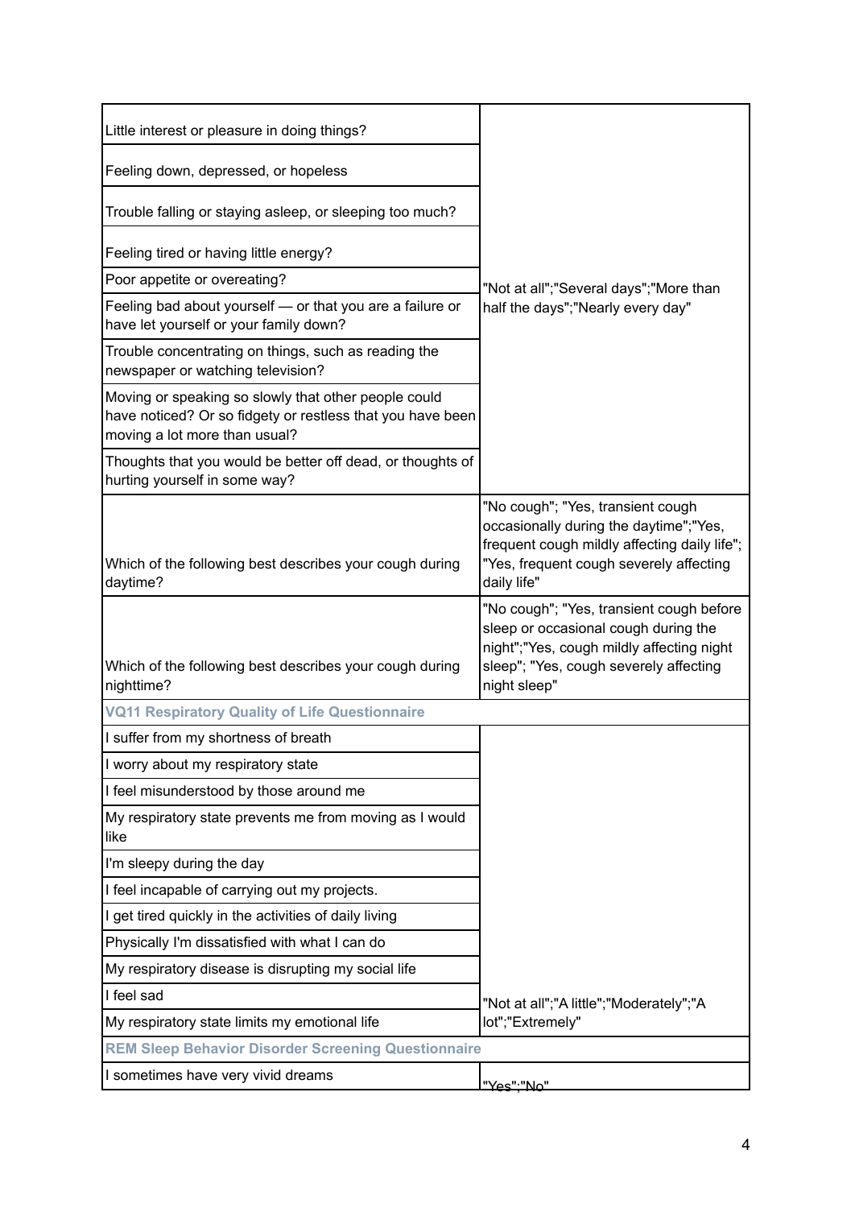| | |
|---|---|
| Little interest or pleasure in doing things? | "Not at all";"Several days";"More than half the days";"Nearly every day" |
| Feeling down, depressed, or hopeless | |
| Trouble falling or staying asleep, or sleeping too much? | |
| Feeling tired or having little energy? | |
| Poor appetite or overeating? | |
| Feeling bad about yourself — or that you are a failure or have let yourself or your family down? | |
| Trouble concentrating on things, such as reading the newspaper or watching television? | |
| Moving or speaking so slowly that other people could have noticed? Or so fidgety or restless that you have been moving a lot more than usual? | |
| Thoughts that you would be better off dead, or thoughts of hurting yourself in some way? | |
| Which of the following best describes your cough during daytime? | "No cough"; "Yes, transient cough occasionally during the daytime";"Yes, frequent cough mildly affecting daily life"; "Yes, frequent cough severely affecting daily life" |
| Which of the following best describes your cough during nighttime? | "No cough"; "Yes, transient cough before sleep or occasional cough during the night";"Yes, cough mildly affecting night sleep"; "Yes, cough severely affecting night sleep" |
| **VQ11 Respiratory Quality of Life Questionnaire** | |
| I suffer from my shortness of breath | "Not at all";"A little";"Moderately";"A lot";"Extremely" |
| I worry about my respiratory state | |
| I feel misunderstood by those around me | |
| My respiratory state prevents me from moving as I would like | |
| I'm sleepy during the day | |
| I feel incapable of carrying out my projects. | |
| I get tired quickly in the activities of daily living | |
| Physically I'm dissatisfied with what I can do | |
| My respiratory disease is disrupting my social life | |
| I feel sad | |
| My respiratory state limits my emotional life | |
| **REM Sleep Behavior Disorder Screening Questionnaire** | |
| I sometimes have very vivid dreams | "Yes";"No" |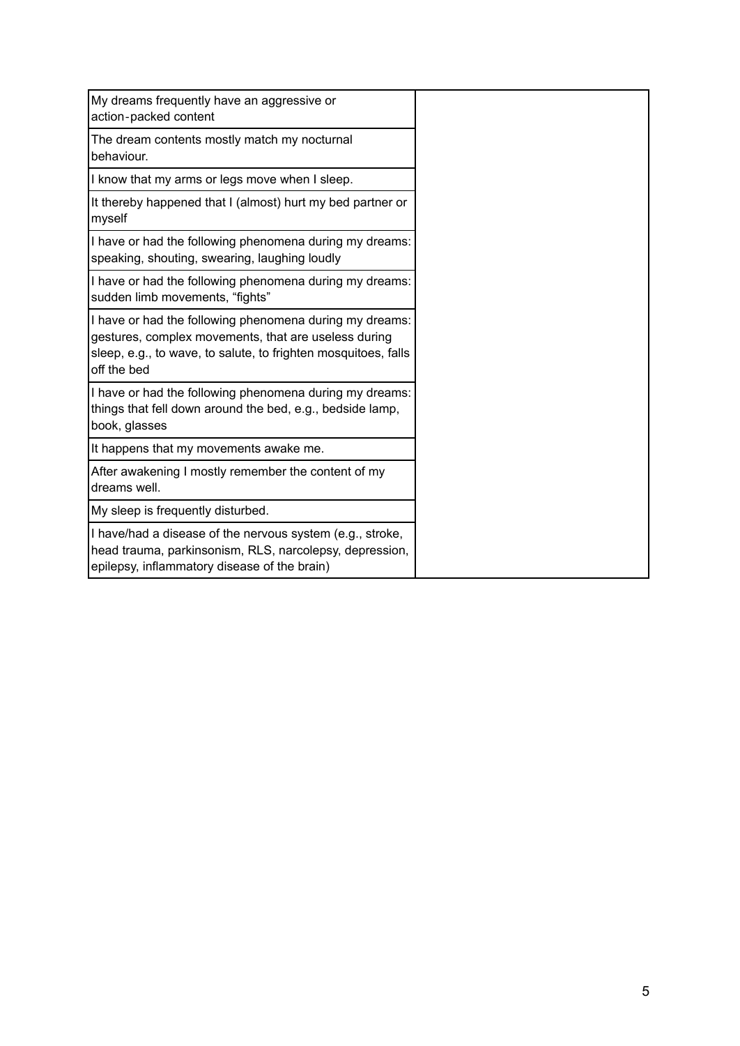| | |
|---|---|
| My dreams frequently have an aggressive or action‑packed content | |
| The dream contents mostly match my nocturnal behaviour. | |
| I know that my arms or legs move when I sleep. | |
| It thereby happened that I (almost) hurt my bed partner or myself | |
| I have or had the following phenomena during my dreams: speaking, shouting, swearing, laughing loudly | |
| I have or had the following phenomena during my dreams: sudden limb movements, “fights” | |
| I have or had the following phenomena during my dreams: gestures, complex movements, that are useless during sleep, e.g., to wave, to salute, to frighten mosquitoes, falls off the bed | |
| I have or had the following phenomena during my dreams: things that fell down around the bed, e.g., bedside lamp, book, glasses | |
| It happens that my movements awake me. | |
| After awakening I mostly remember the content of my dreams well. | |
| My sleep is frequently disturbed. | |
| I have/had a disease of the nervous system (e.g., stroke, head trauma, parkinsonism, RLS, narcolepsy, depression, epilepsy, inflammatory disease of the brain) | |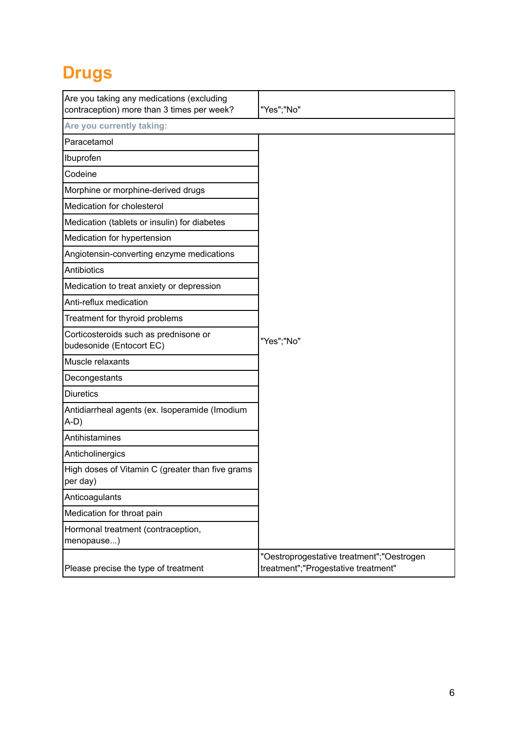## Drugs

| | |
|---|---|
| Are you taking any medications (excluding contraception) more than 3 times per week? | "Yes";"No" |
| **Are you currently taking:** | |
| Paracetamol | "Yes";"No" |
| Ibuprofen | |
| Codeine | |
| Morphine or morphine-derived drugs | |
| Medication for cholesterol | |
| Medication (tablets or insulin) for diabetes | |
| Medication for hypertension | |
| Angiotensin-converting enzyme medications | |
| Antibiotics | |
| Medication to treat anxiety or depression | |
| Anti-reflux medication | |
| Treatment for thyroid problems | |
| Corticosteroids such as prednisone or budesonide (Entocort EC) | |
| Muscle relaxants | |
| Decongestants | |
| Diuretics | |
| Antidiarrheal agents (ex. lsoperamide (Imodium A-D) | |
| Antihistamines | |
| Anticholinergics | |
| High doses of Vitamin C (greater than five grams per day) | |
| Anticoagulants | |
| Medication for throat pain | |
| Hormonal treatment (contraception, menopause...) | |
| Please precise the type of treatment | "Oestroprogestative treatment";"Oestrogen treatment";"Progestative treatment" |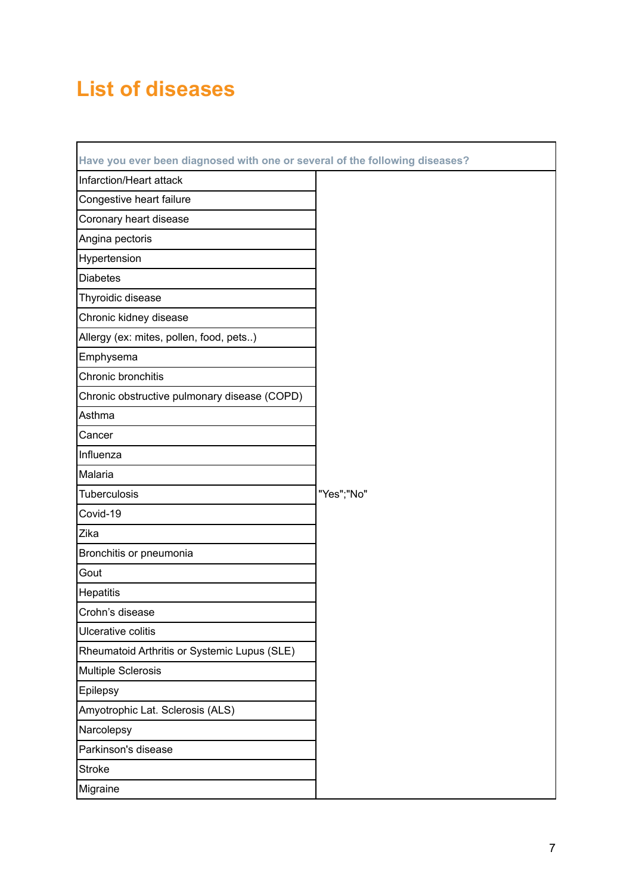## List of diseases

| Have you ever been diagnosed with one or several of the following diseases? | |
|---|---|
| Infarction/Heart attack | "Yes";"No" |
| Congestive heart failure | |
| Coronary heart disease | |
| Angina pectoris | |
| Hypertension | |
| Diabetes | |
| Thyroidic disease | |
| Chronic kidney disease | |
| Allergy (ex: mites, pollen, food, pets..) | |
| Emphysema | |
| Chronic bronchitis | |
| Chronic obstructive pulmonary disease (COPD) | |
| Asthma | |
| Cancer | |
| Influenza | |
| Malaria | |
| Tuberculosis | |
| Covid-19 | |
| Zika | |
| Bronchitis or pneumonia | |
| Gout | |
| Hepatitis | |
| Crohn's disease | |
| Ulcerative colitis | |
| Rheumatoid Arthritis or Systemic Lupus (SLE) | |
| Multiple Sclerosis | |
| Epilepsy | |
| Amyotrophic Lat. Sclerosis (ALS) | |
| Narcolepsy | |
| Parkinson's disease | |
| Stroke | |
| Migraine | |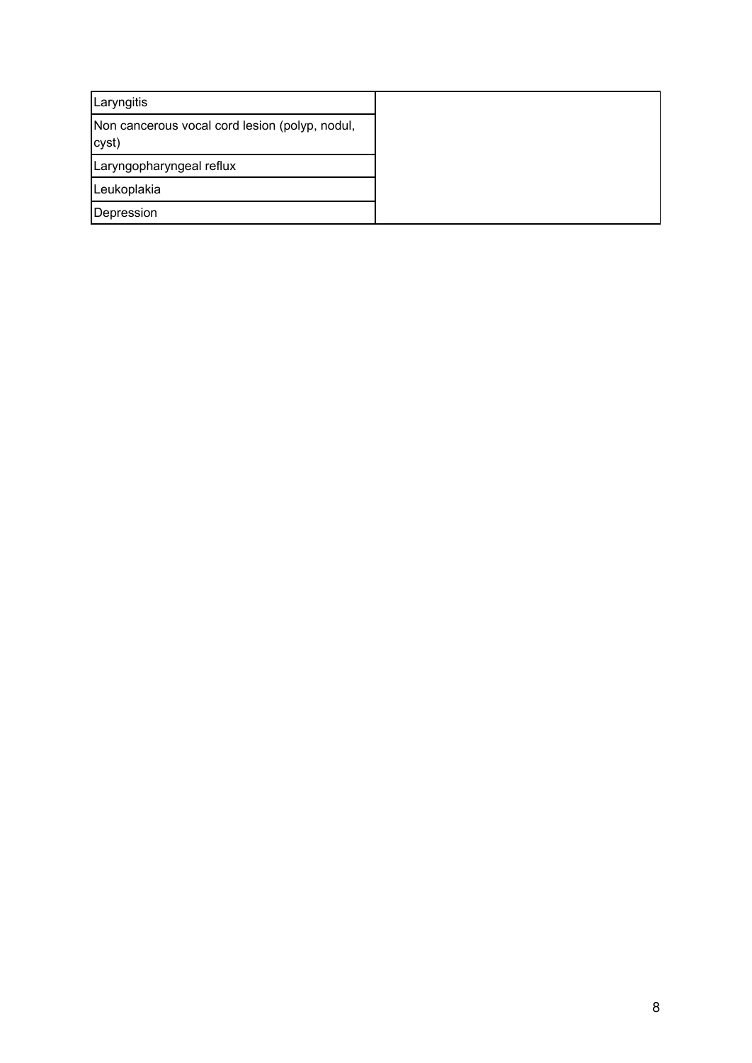| | |
|---|---|
| Laryngitis | |
| Non cancerous vocal cord lesion (polyp, nodul, cyst) | |
| Laryngopharyngeal reflux | |
| Leukoplakia | |
| Depression | |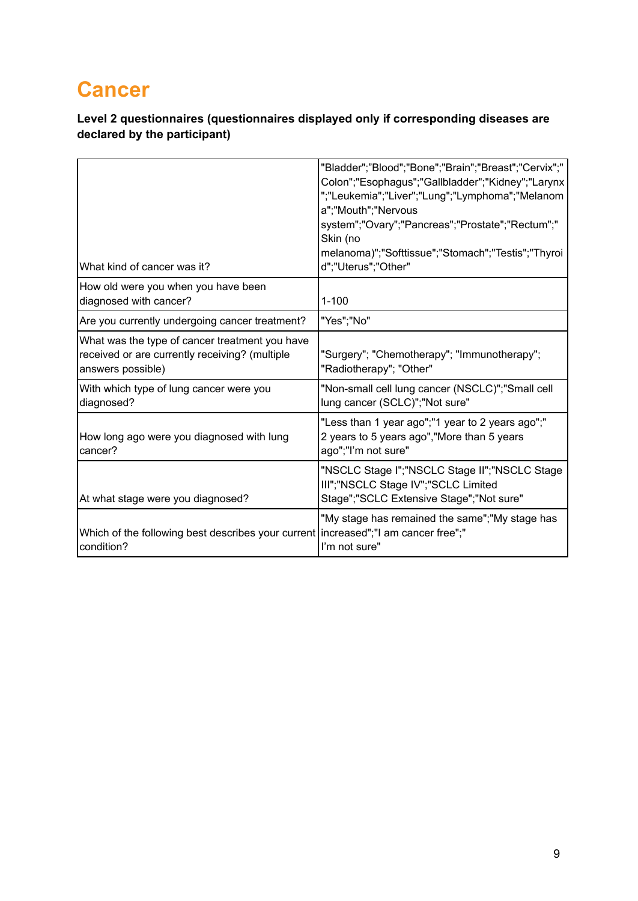# Cancer

**Level 2 questionnaires (questionnaires displayed only if corresponding diseases are declared by the participant)**

| | |
|---|---|
| What kind of cancer was it? | "Bladder";"Blood";"Bone";"Brain";"Breast";"Cervix";"Colon";"Esophagus";"Gallbladder";"Kidney";"Larynx";"Leukemia";"Liver";"Lung";"Lymphoma";"Melanoma";"Mouth";"Nervous system";"Ovary";"Pancreas";"Prostate";"Rectum";"Skin (no melanoma)";"Softtissue";"Stomach";"Testis";"Thyroid";"Uterus";"Other" |
| How old were you when you have been diagnosed with cancer? | 1-100 |
| Are you currently undergoing cancer treatment? | "Yes";"No" |
| What was the type of cancer treatment you have received or are currently receiving? (multiple answers possible) | "Surgery"; "Chemotherapy"; "Immunotherapy"; "Radiotherapy"; "Other" |
| With which type of lung cancer were you diagnosed? | "Non-small cell lung cancer (NSCLC)";"Small cell lung cancer (SCLC)";"Not sure" |
| How long ago were you diagnosed with lung cancer? | "Less than 1 year ago";"1 year to 2 years ago";"2 years to 5 years ago","More than 5 years ago";"I'm not sure" |
| At what stage were you diagnosed? | "NSCLC Stage I";"NSCLC Stage II";"NSCLC Stage III";"NSCLC Stage IV";"SCLC Limited Stage";"SCLC Extensive Stage";"Not sure" |
| Which of the following best describes your current condition? | "My stage has remained the same";"My stage has increased";"I am cancer free";"I'm not sure" |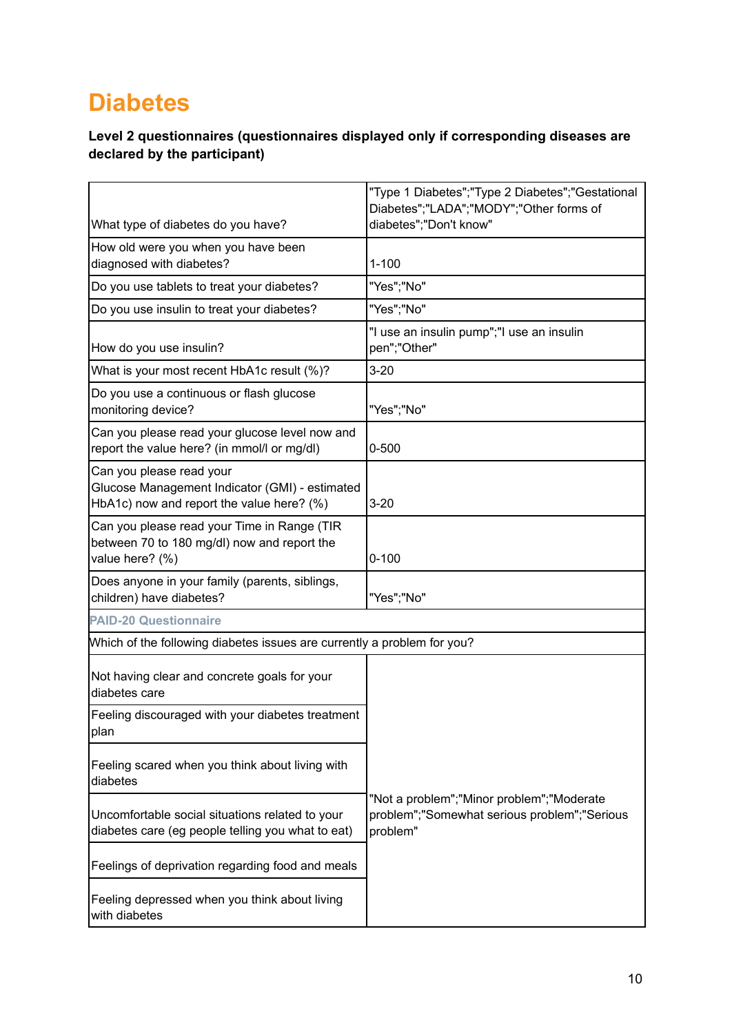# Diabetes

**Level 2 questionnaires (questionnaires displayed only if corresponding diseases are declared by the participant)**

| | |
|---|---|
| What type of diabetes do you have? | "Type 1 Diabetes";"Type 2 Diabetes";"Gestational Diabetes";"LADA";"MODY";"Other forms of diabetes";"Don't know" |
| How old were you when you have been diagnosed with diabetes? | 1-100 |
| Do you use tablets to treat your diabetes? | "Yes";"No" |
| Do you use insulin to treat your diabetes? | "Yes";"No" |
| How do you use insulin? | "I use an insulin pump";"I use an insulin pen";"Other" |
| What is your most recent HbA1c result (%)? | 3-20 |
| Do you use a continuous or flash glucose monitoring device? | "Yes";"No" |
| Can you please read your glucose level now and report the value here? (in mmol/l or mg/dl) | 0-500 |
| Can you please read your Glucose Management Indicator (GMI) - estimated HbA1c) now and report the value here? (%) | 3-20 |
| Can you please read your Time in Range (TIR between 70 to 180 mg/dl) now and report the value here? (%) | 0-100 |
| Does anyone in your family (parents, siblings, children) have diabetes? | "Yes";"No" |
| **PAID-20 Questionnaire** | |
| Which of the following diabetes issues are currently a problem for you? | |
| Not having clear and concrete goals for your diabetes care | "Not a problem";"Minor problem";"Moderate problem";"Somewhat serious problem";"Serious problem" |
| Feeling discouraged with your diabetes treatment plan | |
| Feeling scared when you think about living with diabetes | |
| Uncomfortable social situations related to your diabetes care (eg people telling you what to eat) | |
| Feelings of deprivation regarding food and meals | |
| Feeling depressed when you think about living with diabetes | |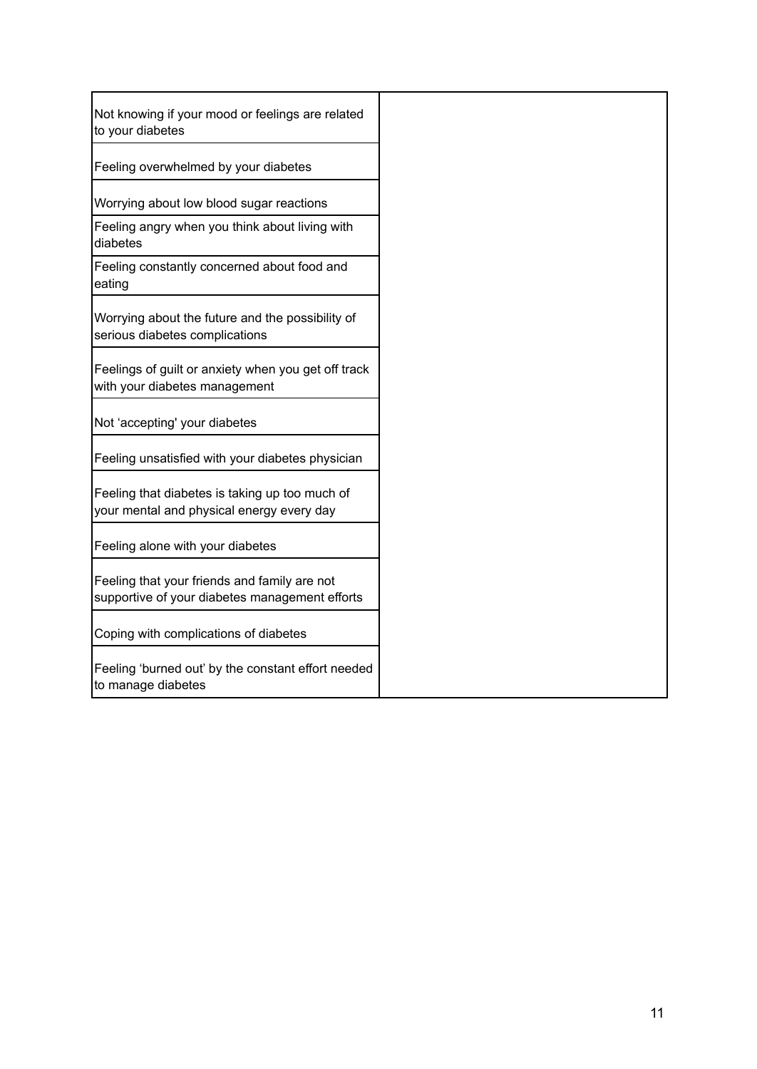| | |
|---|---|
| Not knowing if your mood or feelings are related to your diabetes | |
| Feeling overwhelmed by your diabetes | |
| Worrying about low blood sugar reactions | |
| Feeling angry when you think about living with diabetes | |
| Feeling constantly concerned about food and eating | |
| Worrying about the future and the possibility of serious diabetes complications | |
| Feelings of guilt or anxiety when you get off track with your diabetes management | |
| Not 'accepting' your diabetes | |
| Feeling unsatisfied with your diabetes physician | |
| Feeling that diabetes is taking up too much of your mental and physical energy every day | |
| Feeling alone with your diabetes | |
| Feeling that your friends and family are not supportive of your diabetes management efforts | |
| Coping with complications of diabetes | |
| Feeling 'burned out' by the constant effort needed to manage diabetes | |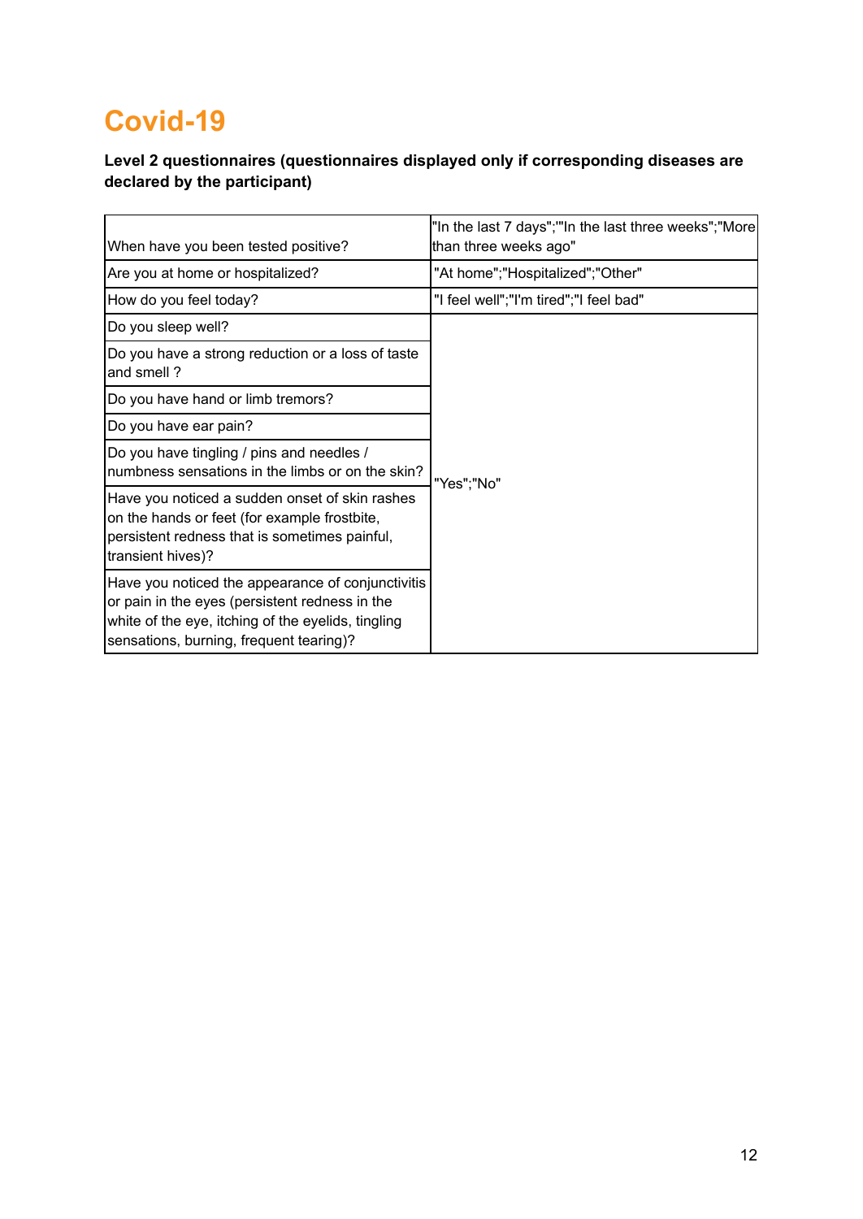# Covid-19

**Level 2 questionnaires (questionnaires displayed only if corresponding diseases are declared by the participant)**

| | |
|---|---|
| When have you been tested positive? | "In the last 7 days";""In the last three weeks";"More than three weeks ago" |
| Are you at home or hospitalized? | "At home";"Hospitalized";"Other" |
| How do you feel today? | "I feel well";"I'm tired";"I feel bad" |
| Do you sleep well? | "Yes";"No" |
| Do you have a strong reduction or a loss of taste and smell ? | |
| Do you have hand or limb tremors? | |
| Do you have ear pain? | |
| Do you have tingling / pins and needles / numbness sensations in the limbs or on the skin? | |
| Have you noticed a sudden onset of skin rashes on the hands or feet (for example frostbite, persistent redness that is sometimes painful, transient hives)? | |
| Have you noticed the appearance of conjunctivitis or pain in the eyes (persistent redness in the white of the eye, itching of the eyelids, tingling sensations, burning, frequent tearing)? | |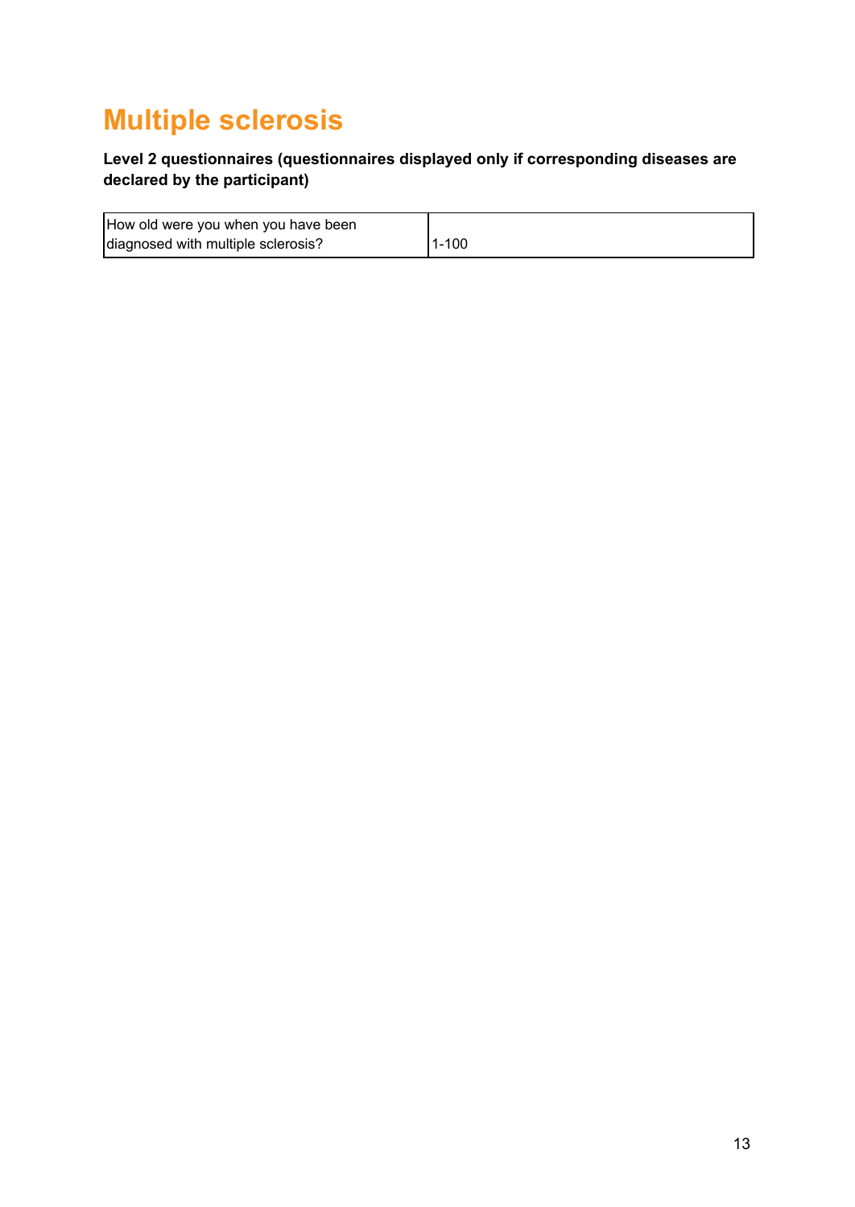# Multiple sclerosis

**Level 2 questionnaires (questionnaires displayed only if corresponding diseases are declared by the participant)**

| How old were you when you have been diagnosed with multiple sclerosis? | 1-100 |
|---|---|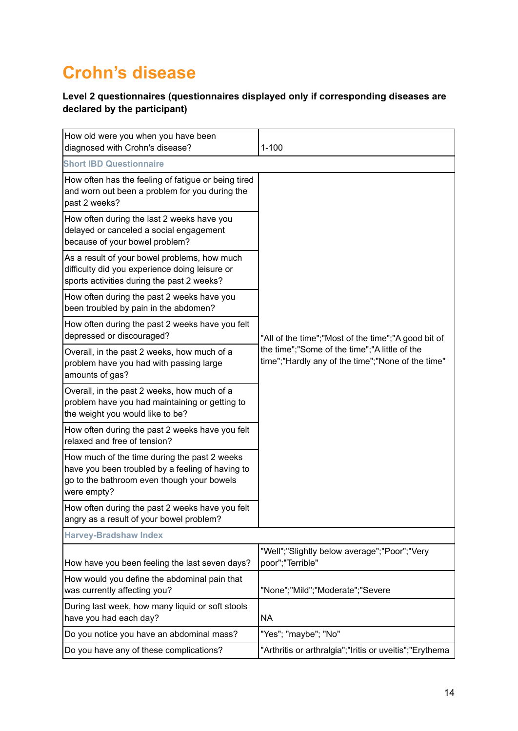# Crohn's disease

**Level 2 questionnaires (questionnaires displayed only if corresponding diseases are declared by the participant)**

| | |
|---|---|
| How old were you when you have been diagnosed with Crohn's disease? | 1-100 |
| **Short IBD Questionnaire** | |
| How often has the feeling of fatigue or being tired and worn out been a problem for you during the past 2 weeks? | "All of the time";"Most of the time";"A good bit of the time";"Some of the time";"A little of the time";"Hardly any of the time";"None of the time" |
| How often during the last 2 weeks have you delayed or canceled a social engagement because of your bowel problem? | |
| As a result of your bowel problems, how much difficulty did you experience doing leisure or sports activities during the past 2 weeks? | |
| How often during the past 2 weeks have you been troubled by pain in the abdomen? | |
| How often during the past 2 weeks have you felt depressed or discouraged? | |
| Overall, in the past 2 weeks, how much of a problem have you had with passing large amounts of gas? | |
| Overall, in the past 2 weeks, how much of a problem have you had maintaining or getting to the weight you would like to be? | |
| How often during the past 2 weeks have you felt relaxed and free of tension? | |
| How much of the time during the past 2 weeks have you been troubled by a feeling of having to go to the bathroom even though your bowels were empty? | |
| How often during the past 2 weeks have you felt angry as a result of your bowel problem? | |
| **Harvey-Bradshaw Index** | |
| How have you been feeling the last seven days? | "Well";"Slightly below average";"Poor";"Very poor";"Terrible" |
| How would you define the abdominal pain that was currently affecting you? | "None";"Mild";"Moderate";"Severe |
| During last week, how many liquid or soft stools have you had each day? | NA |
| Do you notice you have an abdominal mass? | "Yes"; "maybe"; "No" |
| Do you have any of these complications? | "Arthritis or arthralgia";"Iritis or uveitis";"Erythema |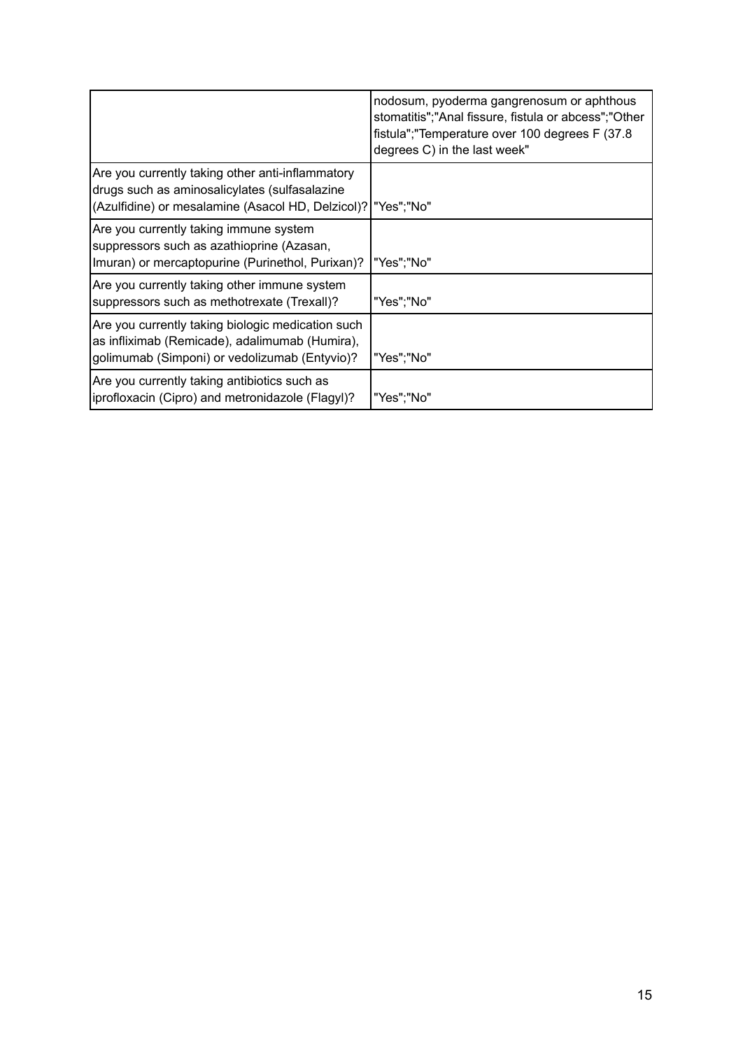| | |
|---|---|
| | nodosum, pyoderma gangrenosum or aphthous stomatitis";"Anal fissure, fistula or abcess";"Other fistula";"Temperature over 100 degrees F (37.8 degrees C) in the last week" |
| Are you currently taking other anti-inflammatory drugs such as aminosalicylates (sulfasalazine (Azulfidine) or mesalamine (Asacol HD, Delzicol)? | "Yes";"No" |
| Are you currently taking immune system suppressors such as azathioprine (Azasan, Imuran) or mercaptopurine (Purinethol, Purixan)? | "Yes";"No" |
| Are you currently taking other immune system suppressors such as methotrexate (Trexall)? | "Yes";"No" |
| Are you currently taking biologic medication such as infliximab (Remicade), adalimumab (Humira), golimumab (Simponi) or vedolizumab (Entyvio)? | "Yes";"No" |
| Are you currently taking antibiotics such as iprofloxacin (Cipro) and metronidazole (Flagyl)? | "Yes";"No" |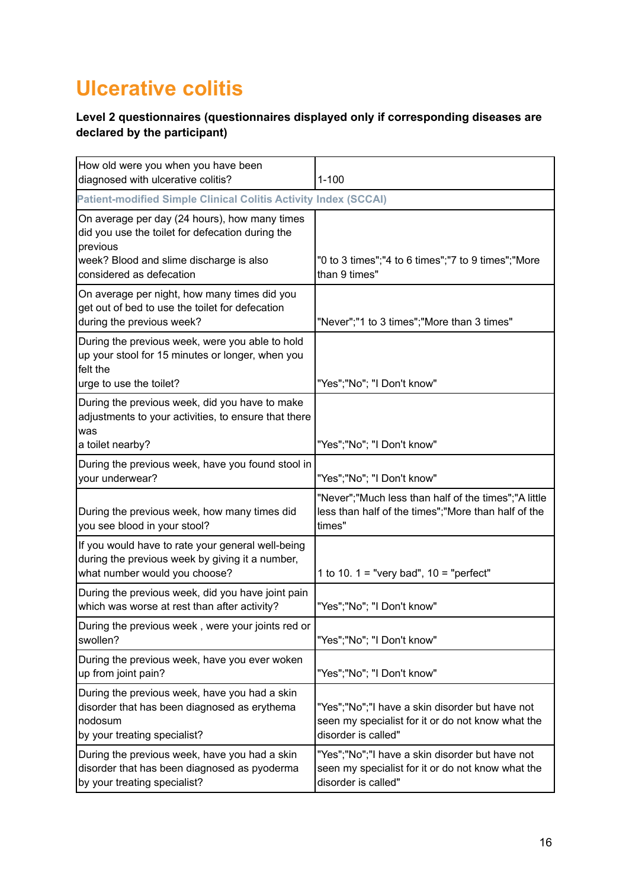# Ulcerative colitis

**Level 2 questionnaires (questionnaires displayed only if corresponding diseases are declared by the participant)**

| | |
|---|---|
| How old were you when you have been diagnosed with ulcerative colitis? | 1-100 |
| Patient-modified Simple Clinical Colitis Activity Index (SCCAI) | |
| On average per day (24 hours), how many times did you use the toilet for defecation during the previous week? Blood and slime discharge is also considered as defecation | "0 to 3 times";"4 to 6 times";"7 to 9 times";"More than 9 times" |
| On average per night, how many times did you get out of bed to use the toilet for defecation during the previous week? | "Never";"1 to 3 times";"More than 3 times" |
| During the previous week, were you able to hold up your stool for 15 minutes or longer, when you felt the urge to use the toilet? | "Yes";"No"; "I Don't know" |
| During the previous week, did you have to make adjustments to your activities, to ensure that there was a toilet nearby? | "Yes";"No"; "I Don't know" |
| During the previous week, have you found stool in your underwear? | "Yes";"No"; "I Don't know" |
| During the previous week, how many times did you see blood in your stool? | "Never";"Much less than half of the times";"A little less than half of the times";"More than half of the times" |
| If you would have to rate your general well-being during the previous week by giving it a number, what number would you choose? | 1 to 10. 1 = "very bad", 10 = "perfect" |
| During the previous week, did you have joint pain which was worse at rest than after activity? | "Yes";"No"; "I Don't know" |
| During the previous week , were your joints red or swollen? | "Yes";"No"; "I Don't know" |
| During the previous week, have you ever woken up from joint pain? | "Yes";"No"; "I Don't know" |
| During the previous week, have you had a skin disorder that has been diagnosed as erythema nodosum by your treating specialist? | "Yes";"No";"I have a skin disorder but have not seen my specialist for it or do not know what the disorder is called" |
| During the previous week, have you had a skin disorder that has been diagnosed as pyoderma by your treating specialist? | "Yes";"No";"I have a skin disorder but have not seen my specialist for it or do not know what the disorder is called" |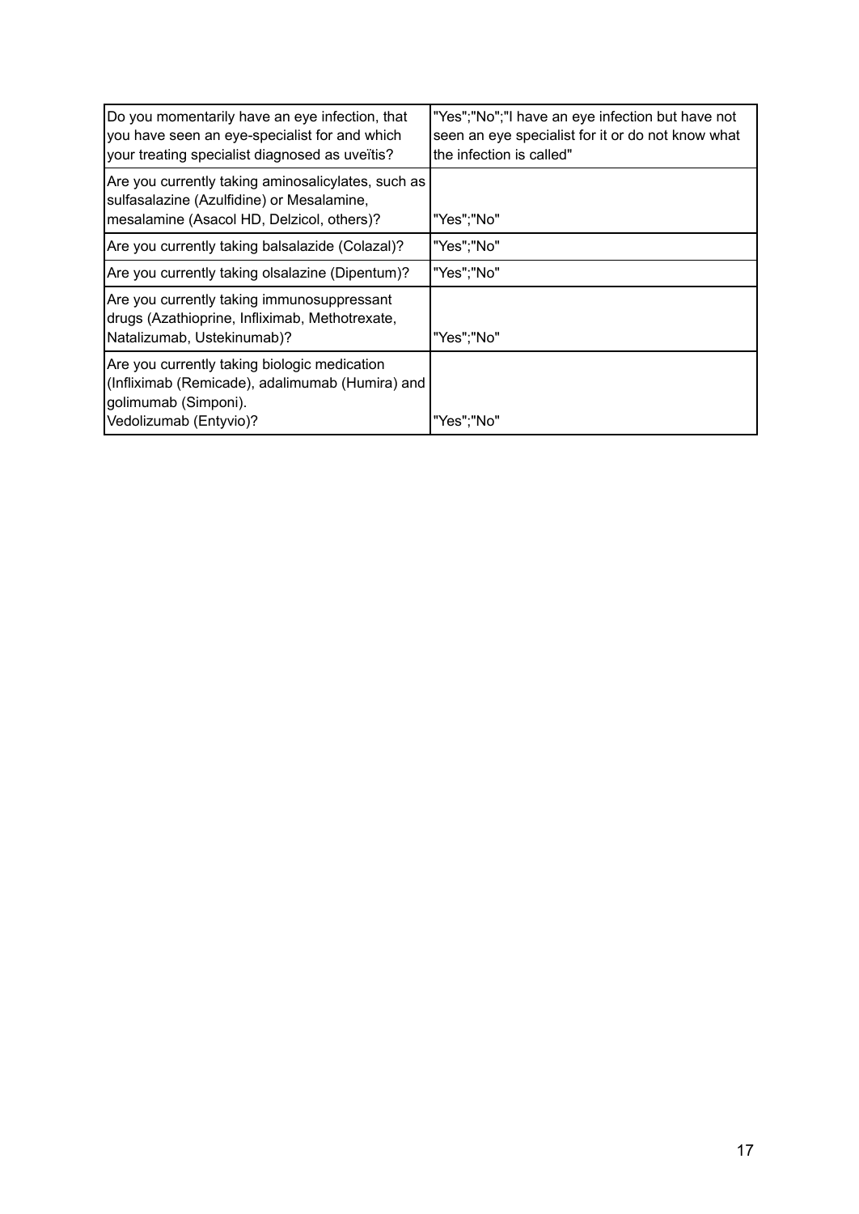| | |
|---|---|
| Do you momentarily have an eye infection, that you have seen an eye-specialist for and which your treating specialist diagnosed as uveïtis? | "Yes";"No";"I have an eye infection but have not seen an eye specialist for it or do not know what the infection is called" |
| Are you currently taking aminosalicylates, such as sulfasalazine (Azulfidine) or Mesalamine, mesalamine (Asacol HD, Delzicol, others)? | "Yes";"No" |
| Are you currently taking balsalazide (Colazal)? | "Yes";"No" |
| Are you currently taking olsalazine (Dipentum)? | "Yes";"No" |
| Are you currently taking immunosuppressant drugs (Azathioprine, Infliximab, Methotrexate, Natalizumab, Ustekinumab)? | "Yes";"No" |
| Are you currently taking biologic medication (Infliximab (Remicade), adalimumab (Humira) and golimumab (Simponi). Vedolizumab (Entyvio)? | "Yes";"No" |